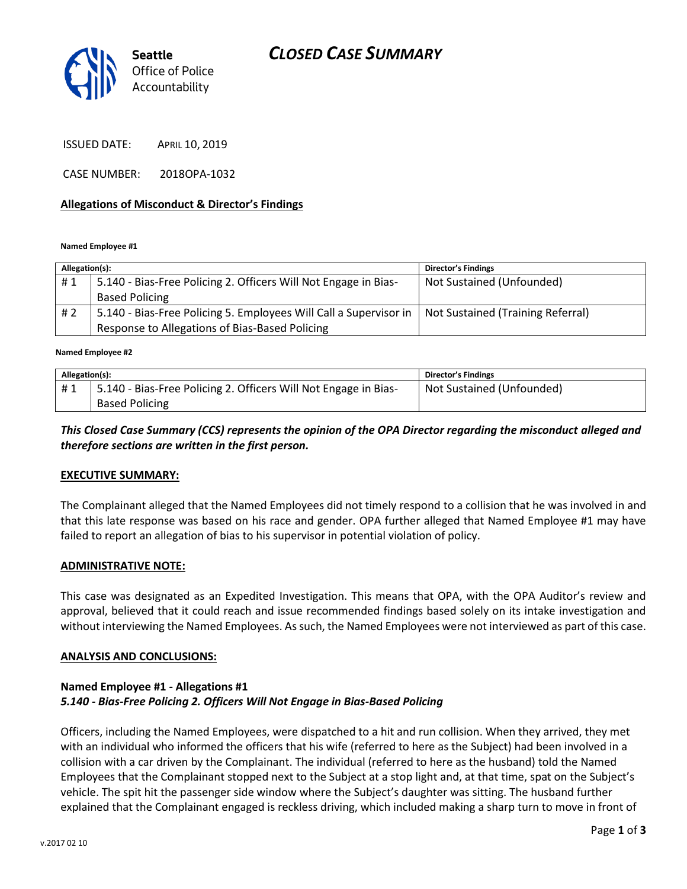# CLOSED CASE SUMMARY

Seattle Office of Police Accountability

ISSUED DATE: APRIL 10, 2019

CASE NUMBER: 2018OPA-1032

## Allegations of Misconduct & Director's Findings

**Named Employee #1**

| Allegation(s): | | Director's Findings |
|---|---|---|
| # 1 | 5.140 - Bias-Free Policing 2. Officers Will Not Engage in Bias-Based Policing | Not Sustained (Unfounded) |
| # 2 | 5.140 - Bias-Free Policing 5. Employees Will Call a Supervisor in Response to Allegations of Bias-Based Policing | Not Sustained (Training Referral) |

**Named Employee #2**

| Allegation(s): | | Director's Findings |
|---|---|---|
| # 1 | 5.140 - Bias-Free Policing 2. Officers Will Not Engage in Bias-Based Policing | Not Sustained (Unfounded) |

***This Closed Case Summary (CCS) represents the opinion of the OPA Director regarding the misconduct alleged and therefore sections are written in the first person.***

### EXECUTIVE SUMMARY:

The Complainant alleged that the Named Employees did not timely respond to a collision that he was involved in and that this late response was based on his race and gender. OPA further alleged that Named Employee #1 may have failed to report an allegation of bias to his supervisor in potential violation of policy.

### ADMINISTRATIVE NOTE:

This case was designated as an Expedited Investigation. This means that OPA, with the OPA Auditor's review and approval, believed that it could reach and issue recommended findings based solely on its intake investigation and without interviewing the Named Employees. As such, the Named Employees were not interviewed as part of this case.

### ANALYSIS AND CONCLUSIONS:

**Named Employee #1 - Allegations #1**
***5.140 - Bias-Free Policing 2. Officers Will Not Engage in Bias-Based Policing***

Officers, including the Named Employees, were dispatched to a hit and run collision. When they arrived, they met with an individual who informed the officers that his wife (referred to here as the Subject) had been involved in a collision with a car driven by the Complainant. The individual (referred to here as the husband) told the Named Employees that the Complainant stopped next to the Subject at a stop light and, at that time, spat on the Subject's vehicle. The spit hit the passenger side window where the Subject's daughter was sitting. The husband further explained that the Complainant engaged is reckless driving, which included making a sharp turn to move in front of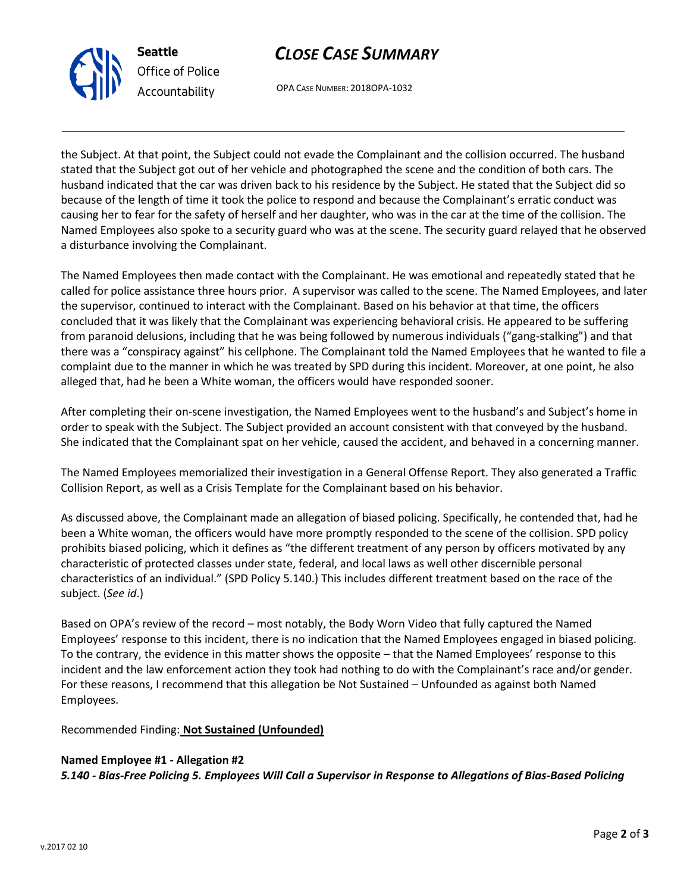the Subject. At that point, the Subject could not evade the Complainant and the collision occurred. The husband stated that the Subject got out of her vehicle and photographed the scene and the condition of both cars. The husband indicated that the car was driven back to his residence by the Subject. He stated that the Subject did so because of the length of time it took the police to respond and because the Complainant's erratic conduct was causing her to fear for the safety of herself and her daughter, who was in the car at the time of the collision. The Named Employees also spoke to a security guard who was at the scene. The security guard relayed that he observed a disturbance involving the Complainant.

The Named Employees then made contact with the Complainant. He was emotional and repeatedly stated that he called for police assistance three hours prior. A supervisor was called to the scene. The Named Employees, and later the supervisor, continued to interact with the Complainant. Based on his behavior at that time, the officers concluded that it was likely that the Complainant was experiencing behavioral crisis. He appeared to be suffering from paranoid delusions, including that he was being followed by numerous individuals ("gang-stalking") and that there was a "conspiracy against" his cellphone. The Complainant told the Named Employees that he wanted to file a complaint due to the manner in which he was treated by SPD during this incident. Moreover, at one point, he also alleged that, had he been a White woman, the officers would have responded sooner.

After completing their on-scene investigation, the Named Employees went to the husband's and Subject's home in order to speak with the Subject. The Subject provided an account consistent with that conveyed by the husband. She indicated that the Complainant spat on her vehicle, caused the accident, and behaved in a concerning manner.

The Named Employees memorialized their investigation in a General Offense Report. They also generated a Traffic Collision Report, as well as a Crisis Template for the Complainant based on his behavior.

As discussed above, the Complainant made an allegation of biased policing. Specifically, he contended that, had he been a White woman, the officers would have more promptly responded to the scene of the collision. SPD policy prohibits biased policing, which it defines as "the different treatment of any person by officers motivated by any characteristic of protected classes under state, federal, and local laws as well other discernible personal characteristics of an individual." (SPD Policy 5.140.) This includes different treatment based on the race of the subject. (*See id*.)

Based on OPA's review of the record – most notably, the Body Worn Video that fully captured the Named Employees' response to this incident, there is no indication that the Named Employees engaged in biased policing. To the contrary, the evidence in this matter shows the opposite – that the Named Employees' response to this incident and the law enforcement action they took had nothing to do with the Complainant's race and/or gender. For these reasons, I recommend that this allegation be Not Sustained – Unfounded as against both Named Employees.

Recommended Finding: **Not Sustained (Unfounded)**

**Named Employee #1 - Allegation #2**
***5.140 - Bias-Free Policing 5. Employees Will Call a Supervisor in Response to Allegations of Bias-Based Policing***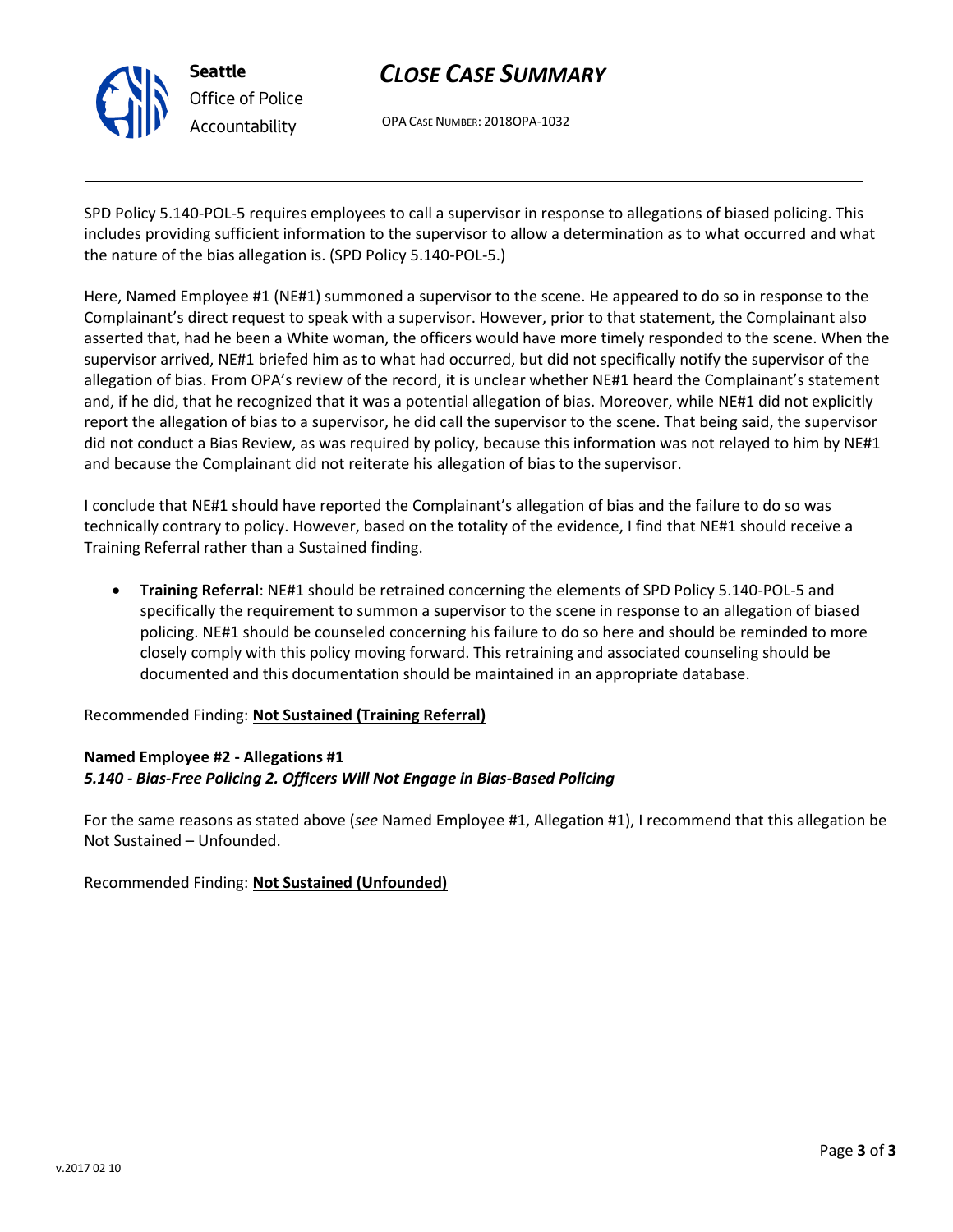SPD Policy 5.140-POL-5 requires employees to call a supervisor in response to allegations of biased policing. This includes providing sufficient information to the supervisor to allow a determination as to what occurred and what the nature of the bias allegation is. (SPD Policy 5.140-POL-5.)

Here, Named Employee #1 (NE#1) summoned a supervisor to the scene. He appeared to do so in response to the Complainant's direct request to speak with a supervisor. However, prior to that statement, the Complainant also asserted that, had he been a White woman, the officers would have more timely responded to the scene. When the supervisor arrived, NE#1 briefed him as to what had occurred, but did not specifically notify the supervisor of the allegation of bias. From OPA's review of the record, it is unclear whether NE#1 heard the Complainant's statement and, if he did, that he recognized that it was a potential allegation of bias. Moreover, while NE#1 did not explicitly report the allegation of bias to a supervisor, he did call the supervisor to the scene. That being said, the supervisor did not conduct a Bias Review, as was required by policy, because this information was not relayed to him by NE#1 and because the Complainant did not reiterate his allegation of bias to the supervisor.

I conclude that NE#1 should have reported the Complainant's allegation of bias and the failure to do so was technically contrary to policy. However, based on the totality of the evidence, I find that NE#1 should receive a Training Referral rather than a Sustained finding.

- **Training Referral**: NE#1 should be retrained concerning the elements of SPD Policy 5.140-POL-5 and specifically the requirement to summon a supervisor to the scene in response to an allegation of biased policing. NE#1 should be counseled concerning his failure to do so here and should be reminded to more closely comply with this policy moving forward. This retraining and associated counseling should be documented and this documentation should be maintained in an appropriate database.

Recommended Finding: **Not Sustained (Training Referral)**

**Named Employee #2 - Allegations #1**
***5.140 - Bias-Free Policing 2. Officers Will Not Engage in Bias-Based Policing***

For the same reasons as stated above (*see* Named Employee #1, Allegation #1), I recommend that this allegation be Not Sustained – Unfounded.

Recommended Finding: **Not Sustained (Unfounded)**